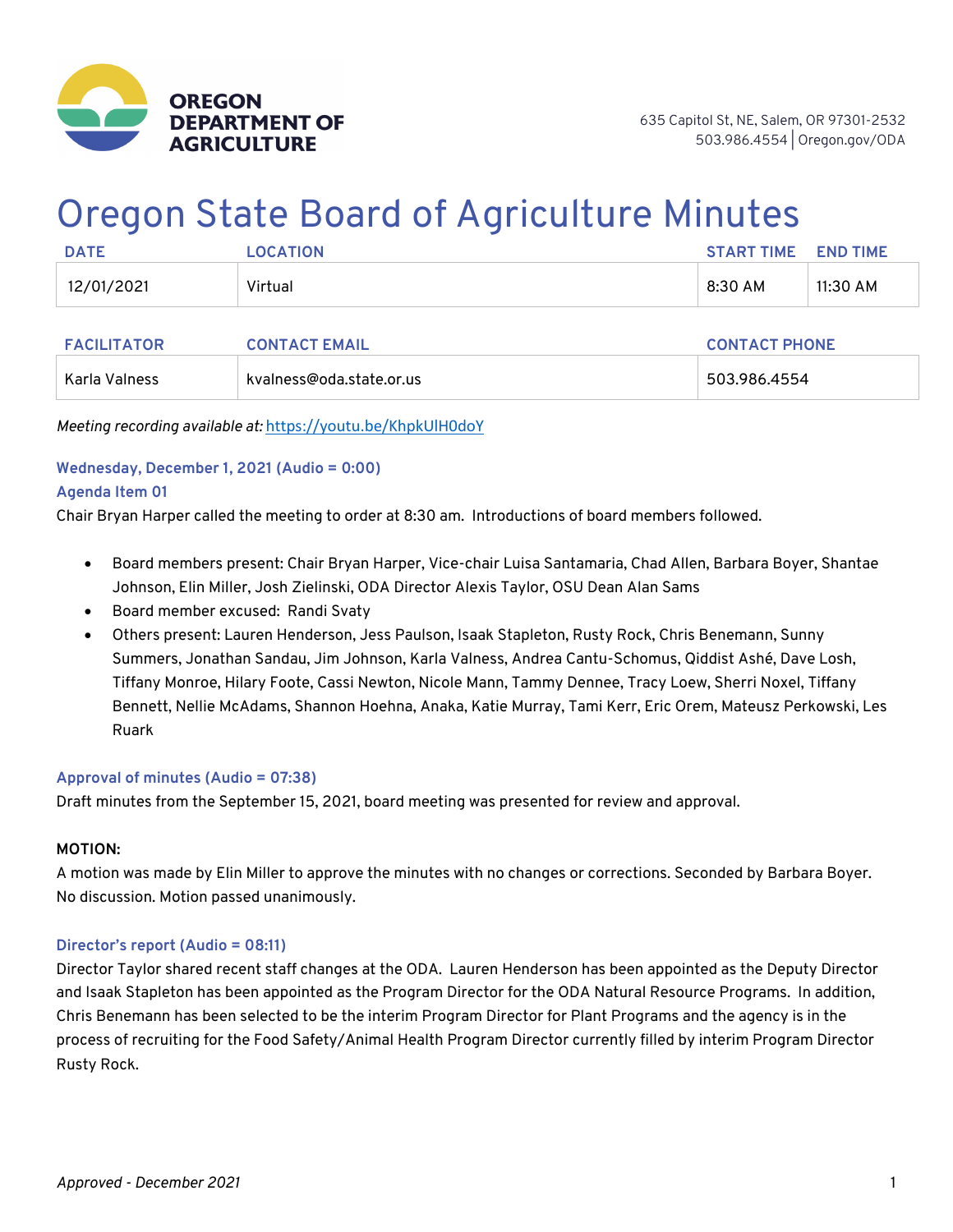**OREGON DEPARTMENT OF AGRICULTURE**

635 Capitol St, NE, Salem, OR 97301-2532
503.986.4554 | Oregon.gov/ODA

# Oregon State Board of Agriculture Minutes

| DATE | LOCATION | START TIME | END TIME |
|---|---|---|---|
| 12/01/2021 | Virtual | 8:30 AM | 11:30 AM |

| FACILITATOR | CONTACT EMAIL | CONTACT PHONE |
|---|---|---|
| Karla Valness | kvalness@oda.state.or.us | 503.986.4554 |

*Meeting recording available at:* https://youtu.be/KhpkUlH0doY

### Wednesday, December 1, 2021 (Audio = 0:00)

### Agenda Item 01

Chair Bryan Harper called the meeting to order at 8:30 am. Introductions of board members followed.

- Board members present: Chair Bryan Harper, Vice-chair Luisa Santamaria, Chad Allen, Barbara Boyer, Shantae Johnson, Elin Miller, Josh Zielinski, ODA Director Alexis Taylor, OSU Dean Alan Sams
- Board member excused: Randi Svaty
- Others present: Lauren Henderson, Jess Paulson, Isaak Stapleton, Rusty Rock, Chris Benemann, Sunny Summers, Jonathan Sandau, Jim Johnson, Karla Valness, Andrea Cantu-Schomus, Qiddist Ashé, Dave Losh, Tiffany Monroe, Hilary Foote, Cassi Newton, Nicole Mann, Tammy Dennee, Tracy Loew, Sherri Noxel, Tiffany Bennett, Nellie McAdams, Shannon Hoehna, Anaka, Katie Murray, Tami Kerr, Eric Orem, Mateusz Perkowski, Les Ruark

### Approval of minutes (Audio = 07:38)

Draft minutes from the September 15, 2021, board meeting was presented for review and approval.

**MOTION:**

A motion was made by Elin Miller to approve the minutes with no changes or corrections. Seconded by Barbara Boyer. No discussion. Motion passed unanimously.

### Director's report (Audio = 08:11)

Director Taylor shared recent staff changes at the ODA. Lauren Henderson has been appointed as the Deputy Director and Isaak Stapleton has been appointed as the Program Director for the ODA Natural Resource Programs. In addition, Chris Benemann has been selected to be the interim Program Director for Plant Programs and the agency is in the process of recruiting for the Food Safety/Animal Health Program Director currently filled by interim Program Director Rusty Rock.

*Approved - December 2021*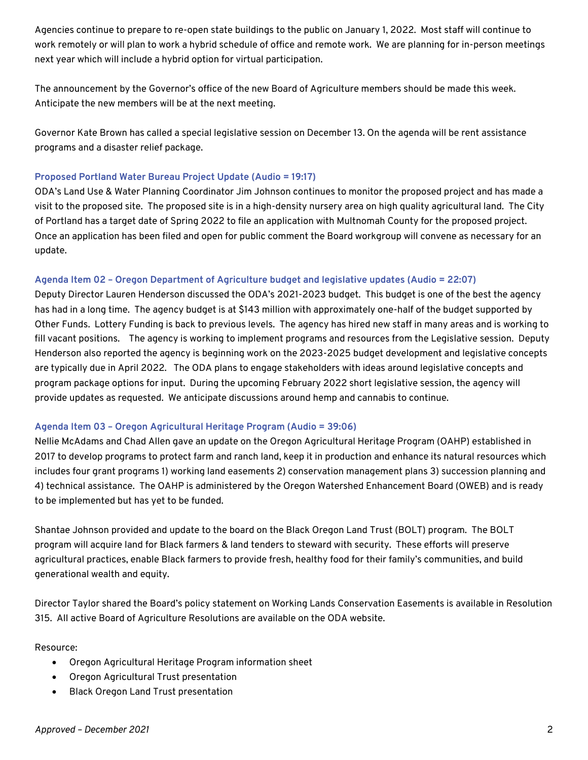Agencies continue to prepare to re-open state buildings to the public on January 1, 2022. Most staff will continue to work remotely or will plan to work a hybrid schedule of office and remote work. We are planning for in-person meetings next year which will include a hybrid option for virtual participation.

The announcement by the Governor's office of the new Board of Agriculture members should be made this week. Anticipate the new members will be at the next meeting.

Governor Kate Brown has called a special legislative session on December 13. On the agenda will be rent assistance programs and a disaster relief package.

### Proposed Portland Water Bureau Project Update (Audio = 19:17)

ODA's Land Use & Water Planning Coordinator Jim Johnson continues to monitor the proposed project and has made a visit to the proposed site. The proposed site is in a high-density nursery area on high quality agricultural land. The City of Portland has a target date of Spring 2022 to file an application with Multnomah County for the proposed project. Once an application has been filed and open for public comment the Board workgroup will convene as necessary for an update.

### Agenda Item 02 – Oregon Department of Agriculture budget and legislative updates (Audio = 22:07)

Deputy Director Lauren Henderson discussed the ODA's 2021-2023 budget. This budget is one of the best the agency has had in a long time. The agency budget is at $143 million with approximately one-half of the budget supported by Other Funds. Lottery Funding is back to previous levels. The agency has hired new staff in many areas and is working to fill vacant positions. The agency is working to implement programs and resources from the Legislative session. Deputy Henderson also reported the agency is beginning work on the 2023-2025 budget development and legislative concepts are typically due in April 2022. The ODA plans to engage stakeholders with ideas around legislative concepts and program package options for input. During the upcoming February 2022 short legislative session, the agency will provide updates as requested. We anticipate discussions around hemp and cannabis to continue.

### Agenda Item 03 – Oregon Agricultural Heritage Program (Audio = 39:06)

Nellie McAdams and Chad Allen gave an update on the Oregon Agricultural Heritage Program (OAHP) established in 2017 to develop programs to protect farm and ranch land, keep it in production and enhance its natural resources which includes four grant programs 1) working land easements 2) conservation management plans 3) succession planning and 4) technical assistance. The OAHP is administered by the Oregon Watershed Enhancement Board (OWEB) and is ready to be implemented but has yet to be funded.

Shantae Johnson provided and update to the board on the Black Oregon Land Trust (BOLT) program. The BOLT program will acquire land for Black farmers & land tenders to steward with security. These efforts will preserve agricultural practices, enable Black farmers to provide fresh, healthy food for their family's communities, and build generational wealth and equity.

Director Taylor shared the Board's policy statement on Working Lands Conservation Easements is available in Resolution 315. All active Board of Agriculture Resolutions are available on the ODA website.

Resource:

- Oregon Agricultural Heritage Program information sheet
- Oregon Agricultural Trust presentation
- Black Oregon Land Trust presentation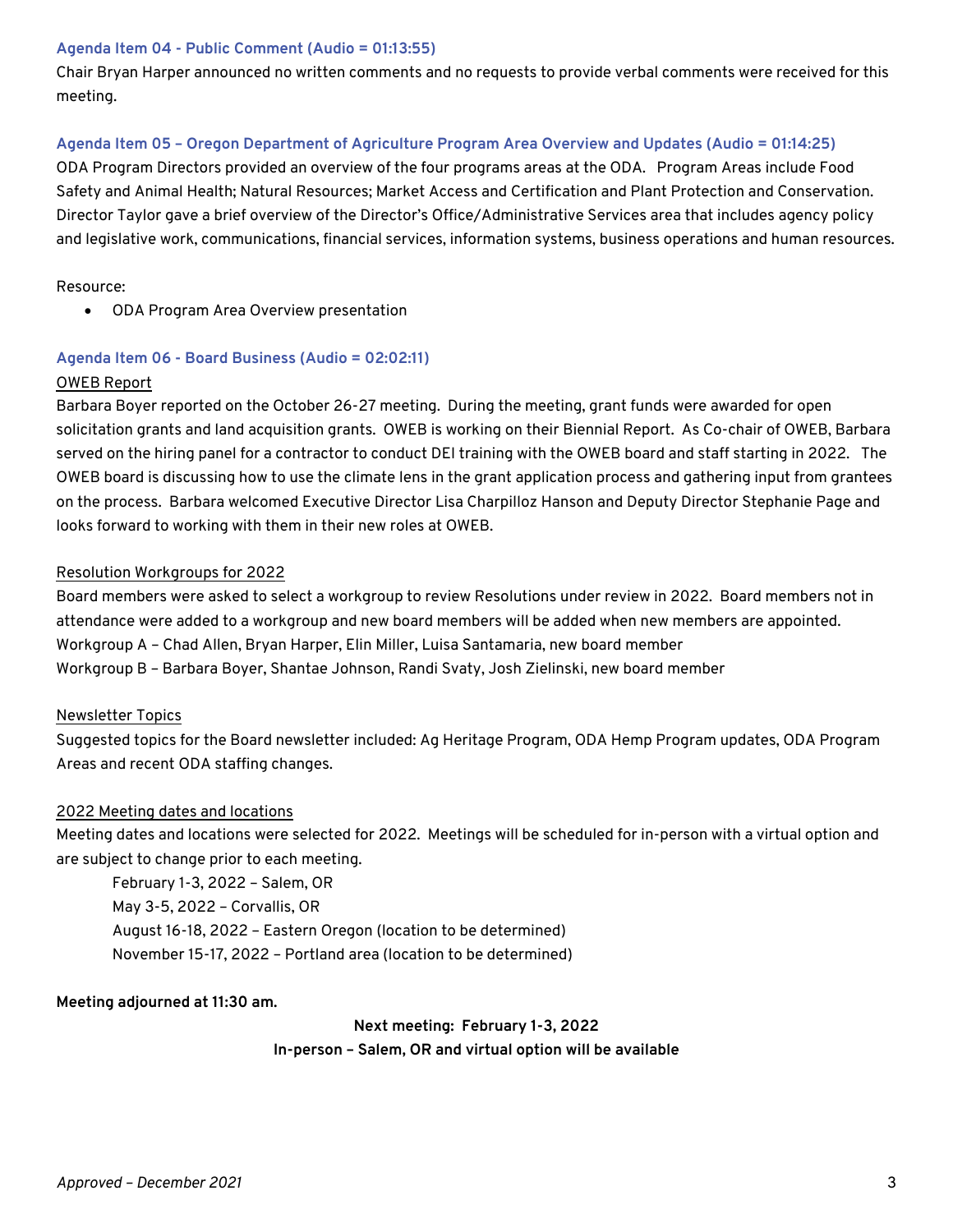### Agenda Item 04 - Public Comment (Audio = 01:13:55)

Chair Bryan Harper announced no written comments and no requests to provide verbal comments were received for this meeting.

### Agenda Item 05 – Oregon Department of Agriculture Program Area Overview and Updates (Audio = 01:14:25)

ODA Program Directors provided an overview of the four programs areas at the ODA. Program Areas include Food Safety and Animal Health; Natural Resources; Market Access and Certification and Plant Protection and Conservation. Director Taylor gave a brief overview of the Director's Office/Administrative Services area that includes agency policy and legislative work, communications, financial services, information systems, business operations and human resources.

Resource:

- ODA Program Area Overview presentation

### Agenda Item 06 - Board Business (Audio = 02:02:11)

<u>OWEB Report</u>

Barbara Boyer reported on the October 26-27 meeting. During the meeting, grant funds were awarded for open solicitation grants and land acquisition grants. OWEB is working on their Biennial Report. As Co-chair of OWEB, Barbara served on the hiring panel for a contractor to conduct DEI training with the OWEB board and staff starting in 2022. The OWEB board is discussing how to use the climate lens in the grant application process and gathering input from grantees on the process. Barbara welcomed Executive Director Lisa Charpilloz Hanson and Deputy Director Stephanie Page and looks forward to working with them in their new roles at OWEB.

<u>Resolution Workgroups for 2022</u>

Board members were asked to select a workgroup to review Resolutions under review in 2022. Board members not in attendance were added to a workgroup and new board members will be added when new members are appointed.

Workgroup A – Chad Allen, Bryan Harper, Elin Miller, Luisa Santamaria, new board member

Workgroup B – Barbara Boyer, Shantae Johnson, Randi Svaty, Josh Zielinski, new board member

<u>Newsletter Topics</u>

Suggested topics for the Board newsletter included: Ag Heritage Program, ODA Hemp Program updates, ODA Program Areas and recent ODA staffing changes.

<u>2022 Meeting dates and locations</u>

Meeting dates and locations were selected for 2022. Meetings will be scheduled for in-person with a virtual option and are subject to change prior to each meeting.

February 1-3, 2022 – Salem, OR
May 3-5, 2022 – Corvallis, OR
August 16-18, 2022 – Eastern Oregon (location to be determined)
November 15-17, 2022 – Portland area (location to be determined)

**Meeting adjourned at 11:30 am.**

**Next meeting: February 1-3, 2022**
**In-person – Salem, OR and virtual option will be available**

*Approved – December 2021*